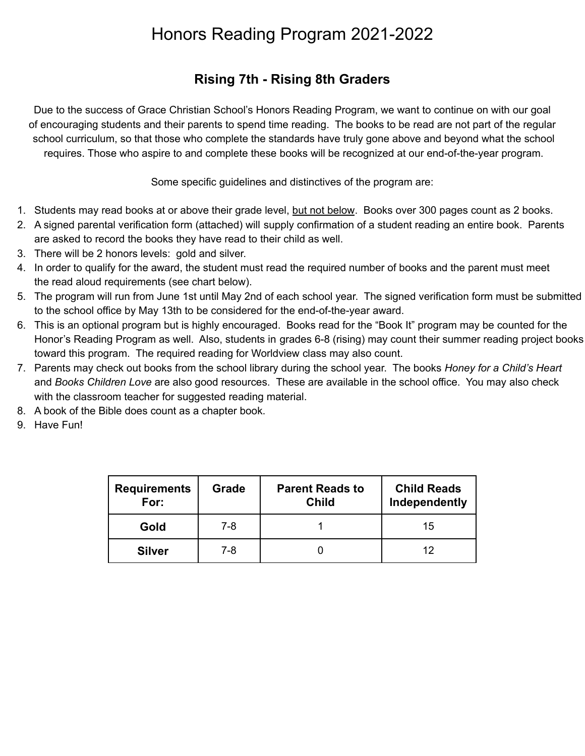# Honors Reading Program 2021-2022

## Rising 7th - Rising 8th Graders

Due to the success of Grace Christian School's Honors Reading Program, we want to continue on with our goal of encouraging students and their parents to spend time reading. The books to be read are not part of the regular school curriculum, so that those who complete the standards have truly gone above and beyond what the school requires. Those who aspire to and complete these books will be recognized at our end-of-the-year program.

Some specific guidelines and distinctives of the program are:

1. Students may read books at or above their grade level, <u>but not below</u>. Books over 300 pages count as 2 books.
2. A signed parental verification form (attached) will supply confirmation of a student reading an entire book. Parents are asked to record the books they have read to their child as well.
3. There will be 2 honors levels: gold and silver.
4. In order to qualify for the award, the student must read the required number of books and the parent must meet the read aloud requirements (see chart below).
5. The program will run from June 1st until May 2nd of each school year. The signed verification form must be submitted to the school office by May 13th to be considered for the end-of-the-year award.
6. This is an optional program but is highly encouraged. Books read for the "Book It" program may be counted for the Honor's Reading Program as well. Also, students in grades 6-8 (rising) may count their summer reading project books toward this program. The required reading for Worldview class may also count.
7. Parents may check out books from the school library during the school year. The books *Honey for a Child's Heart* and *Books Children Love* are also good resources. These are available in the school office. You may also check with the classroom teacher for suggested reading material.
8. A book of the Bible does count as a chapter book.
9. Have Fun!

| Requirements For: | Grade | Parent Reads to Child | Child Reads Independently |
|---|---|---|---|
| **Gold** | 7-8 | 1 | 15 |
| **Silver** | 7-8 | 0 | 12 |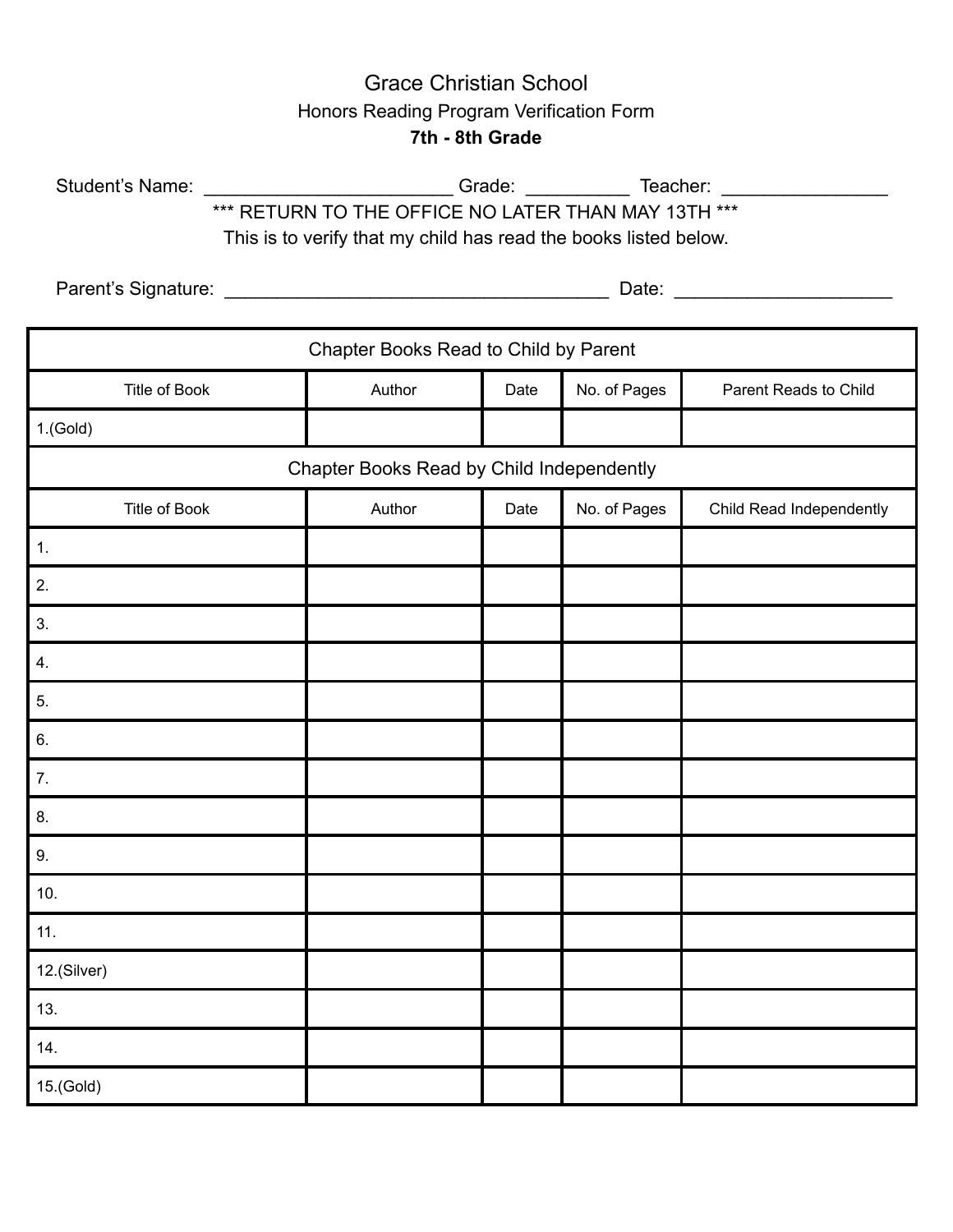# Grace Christian School

## Honors Reading Program Verification Form

**7th - 8th Grade**

Student's Name: ________________________ Grade: __________ Teacher: ________________

*** RETURN TO THE OFFICE NO LATER THAN MAY 13TH ***

This is to verify that my child has read the books listed below.

Parent's Signature: _____________________________________ Date: _____________________

| Chapter Books Read to Child by Parent | | | | |
|---|---|---|---|---|
| Title of Book | Author | Date | No. of Pages | Parent Reads to Child |
| 1.(Gold) | | | | |

| Chapter Books Read by Child Independently | | | | |
|---|---|---|---|---|
| Title of Book | Author | Date | No. of Pages | Child Read Independently |
| 1. | | | | |
| 2. | | | | |
| 3. | | | | |
| 4. | | | | |
| 5. | | | | |
| 6. | | | | |
| 7. | | | | |
| 8. | | | | |
| 9. | | | | |
| 10. | | | | |
| 11. | | | | |
| 12.(Silver) | | | | |
| 13. | | | | |
| 14. | | | | |
| 15.(Gold) | | | | |